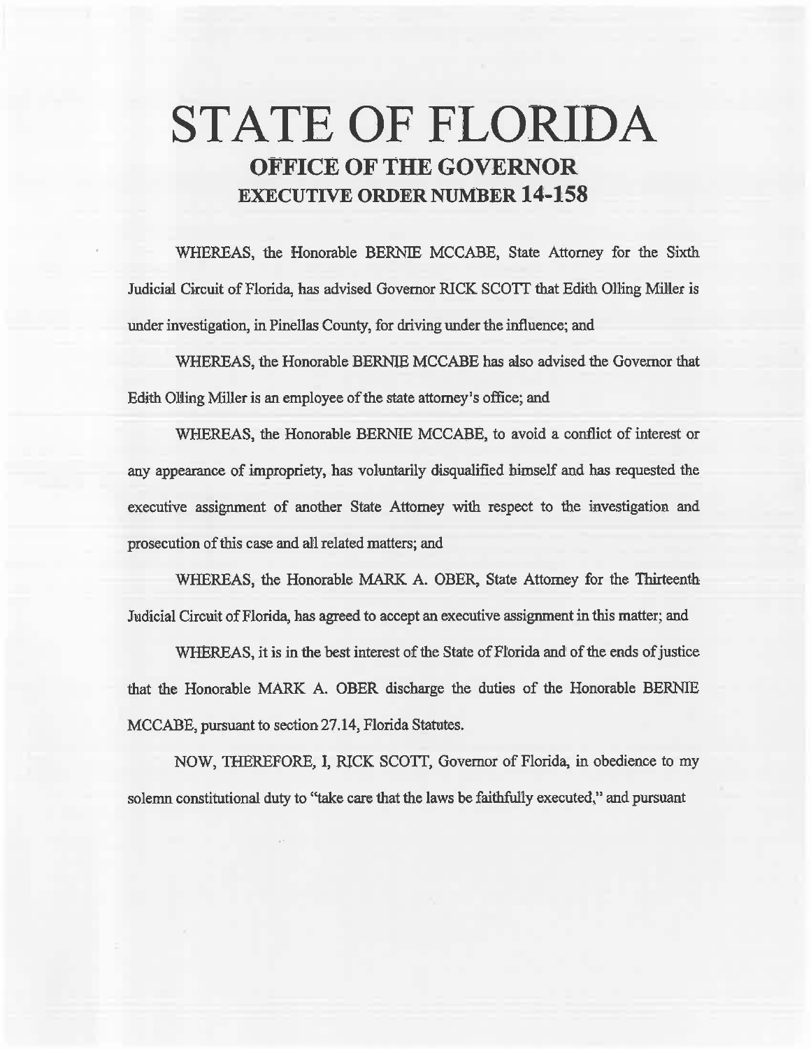# STATE OF FLORIDA

## OFFICE OF THE GOVERNOR

## EXECUTIVE ORDER NUMBER 14-158

WHEREAS, the Honorable BERNIE MCCABE, State Attorney for the Sixth Judicial Circuit of Florida, has advised Governor RICK SCOTT that Edith Olling Miller is under investigation, in Pinellas County, for driving under the influence; and

WHEREAS, the Honorable BERNIE MCCABE has also advised the Governor that Edith Olling Miller is an employee of the state attorney's office; and

WHEREAS, the Honorable BERNIE MCCABE, to avoid a conflict of interest or any appearance of impropriety, has voluntarily disqualified himself and has requested the executive assignment of another State Attorney with respect to the investigation and prosecution of this case and all related matters; and

WHEREAS, the Honorable MARK A. OBER, State Attorney for the Thirteenth Judicial Circuit of Florida, has agreed to accept an executive assignment in this matter; and

WHEREAS, it is in the best interest of the State of Florida and of the ends of justice that the Honorable MARK A. OBER discharge the duties of the Honorable BERNIE MCCABE, pursuant to section 27.14, Florida Statutes.

NOW, THEREFORE, I, RICK SCOTT, Governor of Florida, in obedience to my solemn constitutional duty to "take care that the laws be faithfully executed," and pursuant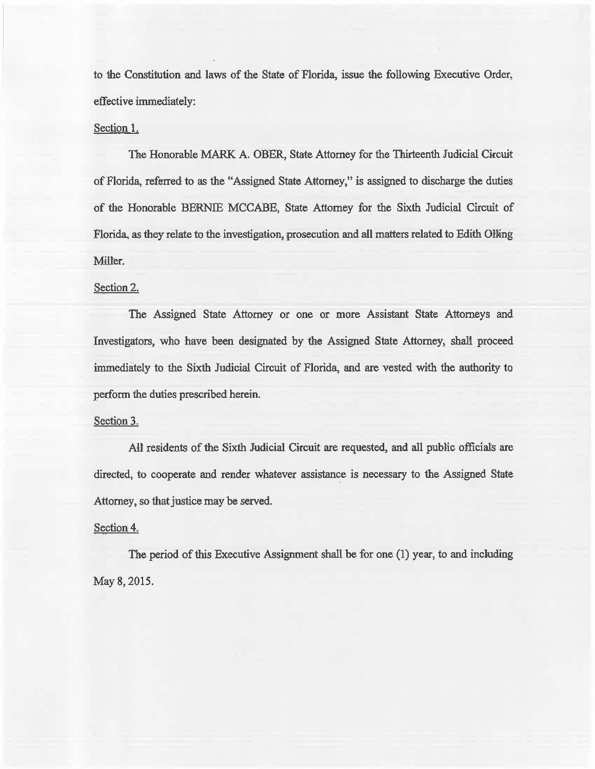to the Constitution and laws of the State of Florida, issue the following Executive Order, effective immediately:

Section 1.

The Honorable MARK A. OBER, State Attorney for the Thirteenth Judicial Circuit of Florida, referred to as the "Assigned State Attorney," is assigned to discharge the duties of the Honorable BERNIE MCCABE, State Attorney for the Sixth Judicial Circuit of Florida, as they relate to the investigation, prosecution and all matters related to Edith Olling Miller.

Section 2.

The Assigned State Attorney or one or more Assistant State Attorneys and Investigators, who have been designated by the Assigned State Attorney, shall proceed immediately to the Sixth Judicial Circuit of Florida, and are vested with the authority to perform the duties prescribed herein.

Section 3.

All residents of the Sixth Judicial Circuit are requested, and all public officials are directed, to cooperate and render whatever assistance is necessary to the Assigned State Attorney, so that justice may be served.

Section 4.

The period of this Executive Assignment shall be for one (1) year, to and including May 8, 2015.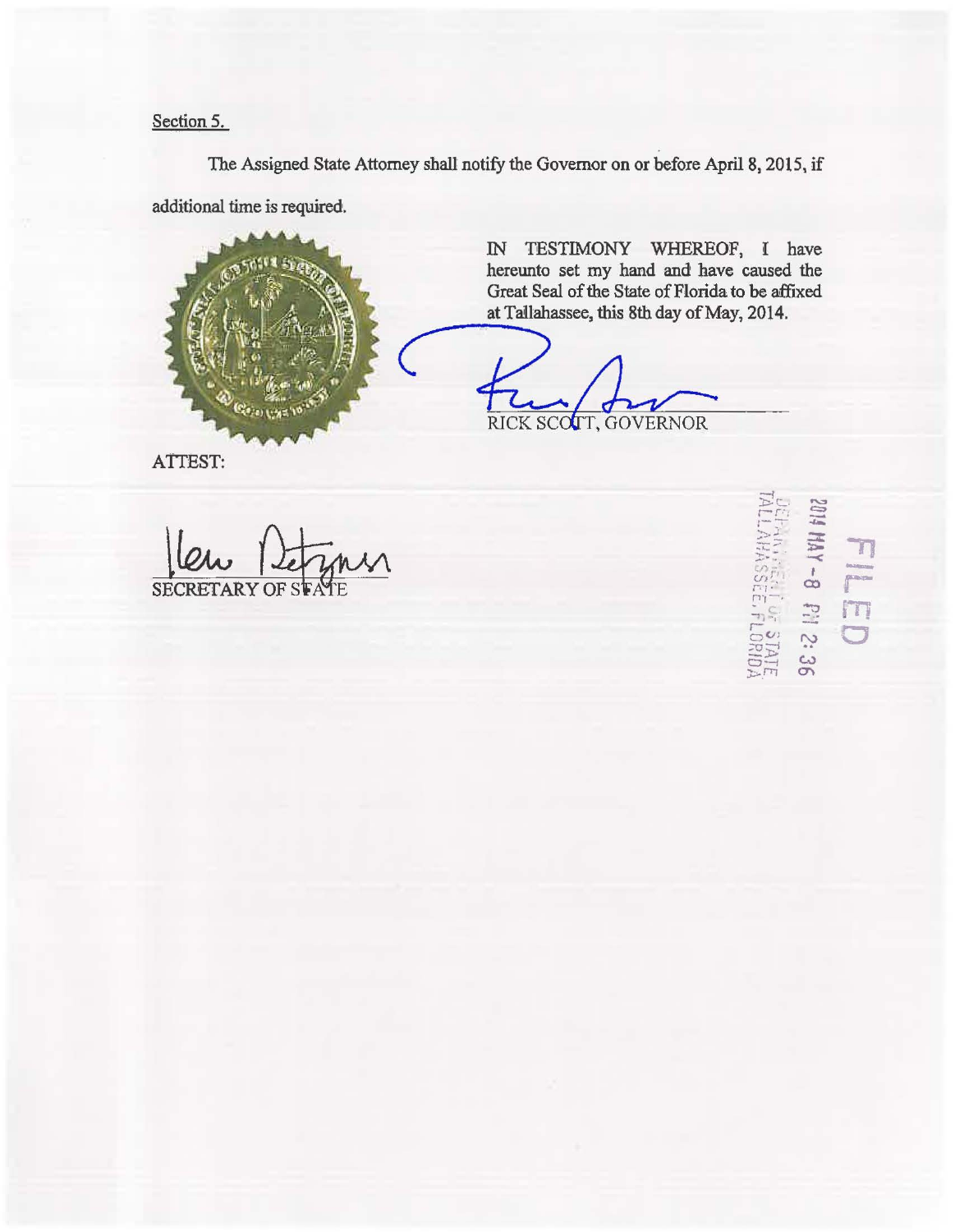Section 5.

The Assigned State Attorney shall notify the Governor on or before April 8, 2015, if additional time is required.

IN TESTIMONY WHEREOF, I have hereunto set my hand and have caused the Great Seal of the State of Florida to be affixed at Tallahassee, this 8th day of May, 2014.

RICK SCOTT, GOVERNOR

ATTEST:

SECRETARY OF STATE

FILED

2014 MAY -8 PM 2:36

DEPARTMENT OF STATE
TALLAHASSEE, FLORIDA